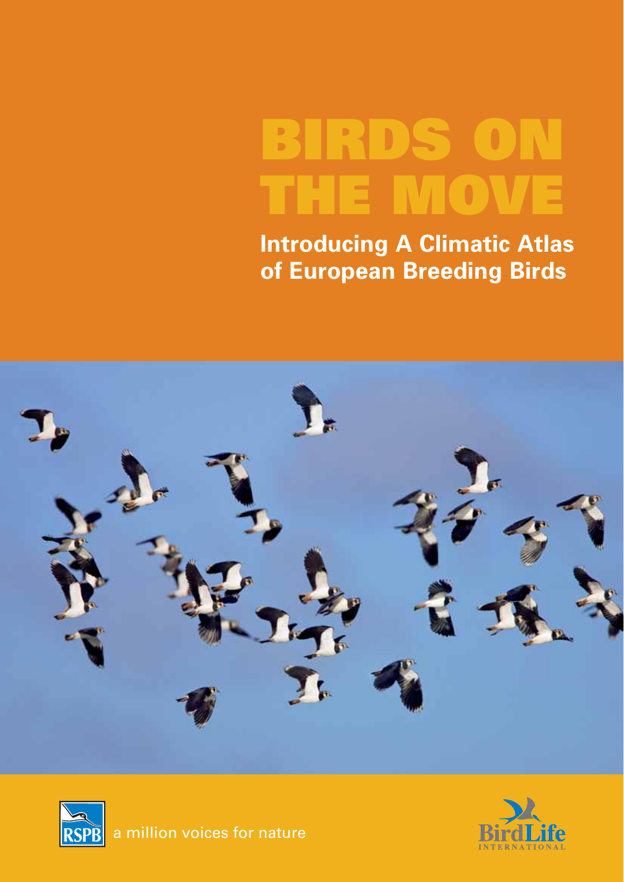# BIRDS ON THE MOVE

## Introducing A Climatic Atlas of European Breeding Birds

RSPB a million voices for nature

BirdLife INTERNATIONAL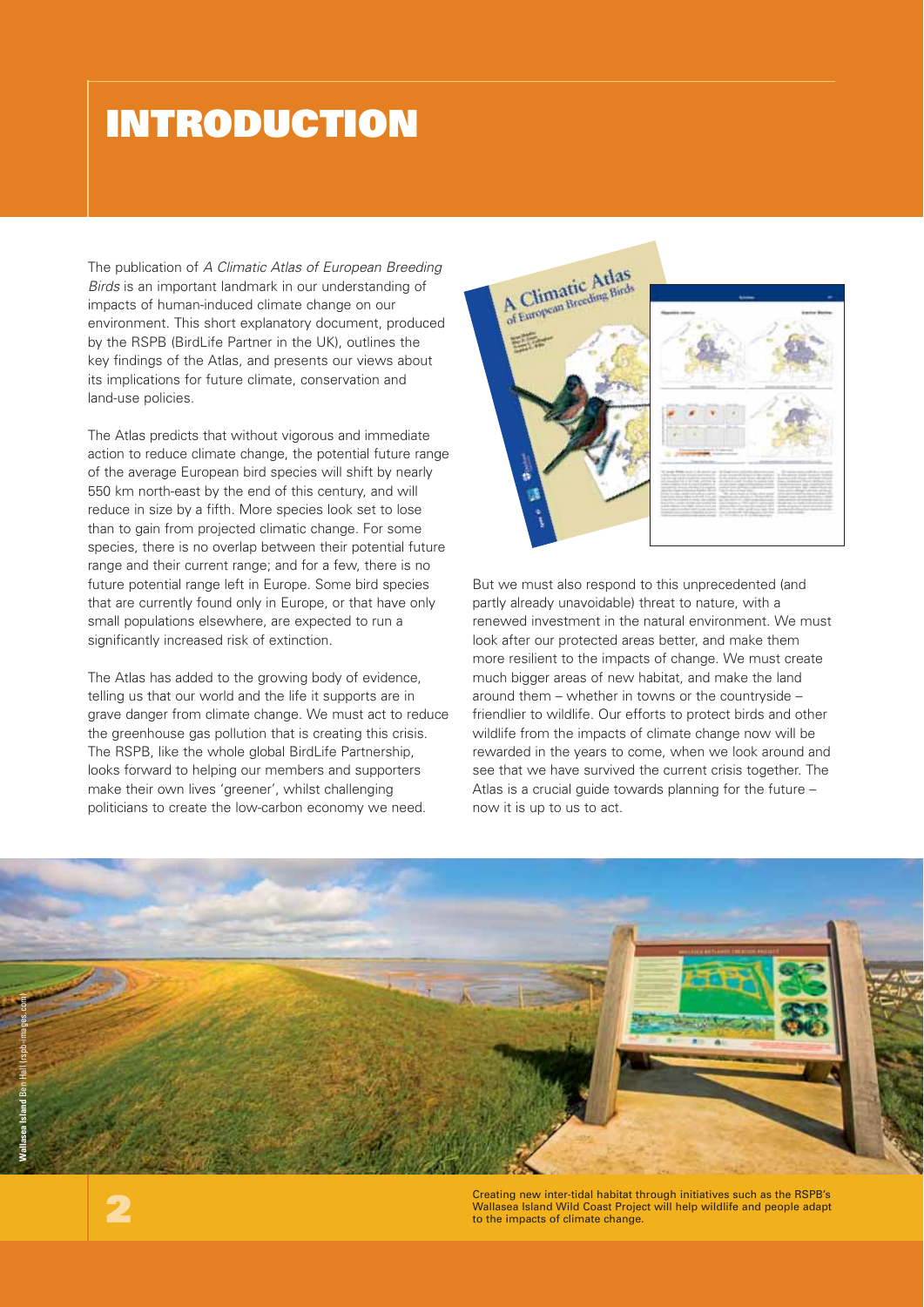# INTRODUCTION

The publication of *A Climatic Atlas of European Breeding Birds* is an important landmark in our understanding of impacts of human-induced climate change on our environment. This short explanatory document, produced by the RSPB (BirdLife Partner in the UK), outlines the key findings of the Atlas, and presents our views about its implications for future climate, conservation and land-use policies.

The Atlas predicts that without vigorous and immediate action to reduce climate change, the potential future range of the average European bird species will shift by nearly 550 km north-east by the end of this century, and will reduce in size by a fifth. More species look set to lose than to gain from projected climatic change. For some species, there is no overlap between their potential future range and their current range; and for a few, there is no future potential range left in Europe. Some bird species that are currently found only in Europe, or that have only small populations elsewhere, are expected to run a significantly increased risk of extinction.

The Atlas has added to the growing body of evidence, telling us that our world and the life it supports are in grave danger from climate change. We must act to reduce the greenhouse gas pollution that is creating this crisis. The RSPB, like the whole global BirdLife Partnership, looks forward to helping our members and supporters make their own lives 'greener', whilst challenging politicians to create the low-carbon economy we need.

But we must also respond to this unprecedented (and partly already unavoidable) threat to nature, with a renewed investment in the natural environment. We must look after our protected areas better, and make them more resilient to the impacts of change. We must create much bigger areas of new habitat, and make the land around them – whether in towns or the countryside – friendlier to wildlife. Our efforts to protect birds and other wildlife from the impacts of climate change now will be rewarded in the years to come, when we look around and see that we have survived the current crisis together. The Atlas is a crucial guide towards planning for the future – now it is up to us to act.

**Wallasea Island** Ben Hall (rspb-images.com)

Creating new inter-tidal habitat through initiatives such as the RSPB's Wallasea Island Wild Coast Project will help wildlife and people adapt to the impacts of climate change.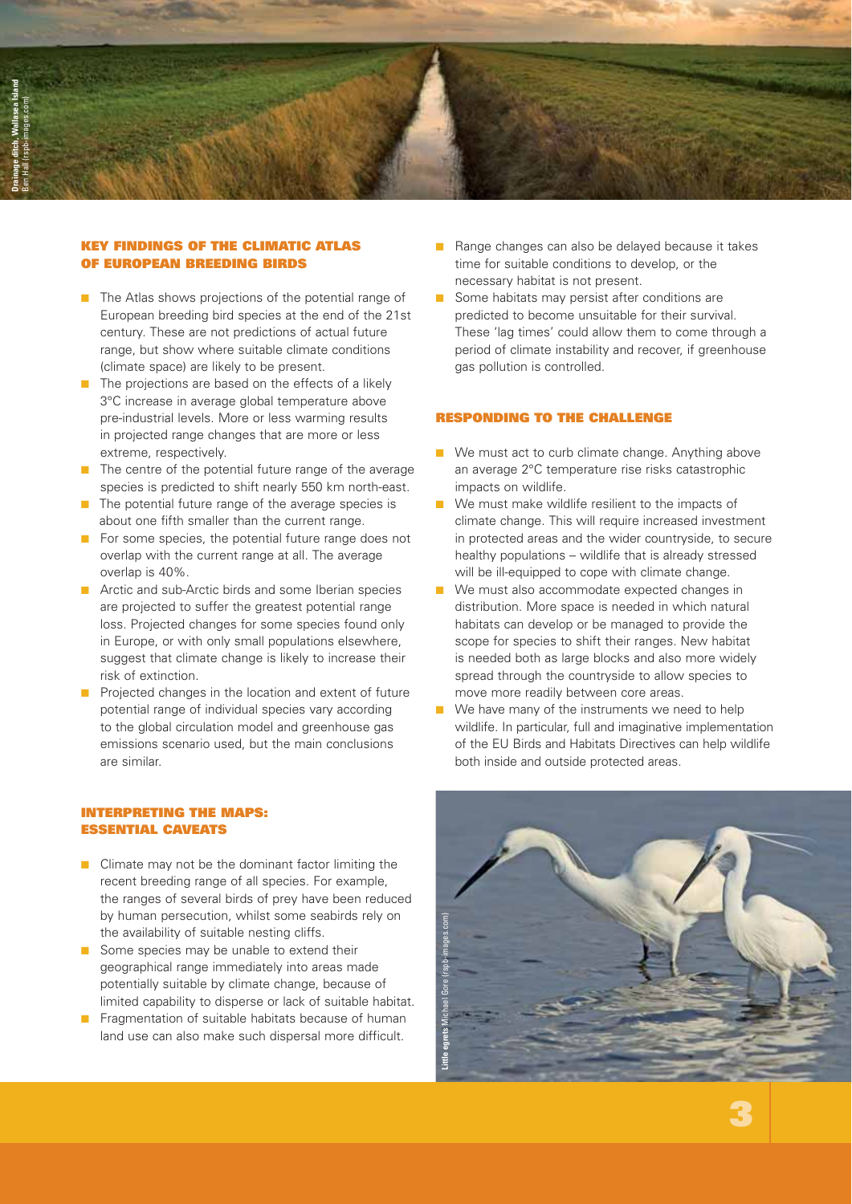Drainage ditch, Wallasea Island Ben Hall (rspb-images.com)

## KEY FINDINGS OF THE CLIMATIC ATLAS OF EUROPEAN BREEDING BIRDS

- The Atlas shows projections of the potential range of European breeding bird species at the end of the 21st century. These are not predictions of actual future range, but show where suitable climate conditions (climate space) are likely to be present.
- The projections are based on the effects of a likely 3°C increase in average global temperature above pre-industrial levels. More or less warming results in projected range changes that are more or less extreme, respectively.
- The centre of the potential future range of the average species is predicted to shift nearly 550 km north-east.
- The potential future range of the average species is about one fifth smaller than the current range.
- For some species, the potential future range does not overlap with the current range at all. The average overlap is 40%.
- Arctic and sub-Arctic birds and some Iberian species are projected to suffer the greatest potential range loss. Projected changes for some species found only in Europe, or with only small populations elsewhere, suggest that climate change is likely to increase their risk of extinction.
- Projected changes in the location and extent of future potential range of individual species vary according to the global circulation model and greenhouse gas emissions scenario used, but the main conclusions are similar.

## INTERPRETING THE MAPS: ESSENTIAL CAVEATS

- Climate may not be the dominant factor limiting the recent breeding range of all species. For example, the ranges of several birds of prey have been reduced by human persecution, whilst some seabirds rely on the availability of suitable nesting cliffs.
- Some species may be unable to extend their geographical range immediately into areas made potentially suitable by climate change, because of limited capability to disperse or lack of suitable habitat.
- Fragmentation of suitable habitats because of human land use can also make such dispersal more difficult.
- Range changes can also be delayed because it takes time for suitable conditions to develop, or the necessary habitat is not present.
- Some habitats may persist after conditions are predicted to become unsuitable for their survival. These 'lag times' could allow them to come through a period of climate instability and recover, if greenhouse gas pollution is controlled.

## RESPONDING TO THE CHALLENGE

- We must act to curb climate change. Anything above an average 2°C temperature rise risks catastrophic impacts on wildlife.
- We must make wildlife resilient to the impacts of climate change. This will require increased investment in protected areas and the wider countryside, to secure healthy populations – wildlife that is already stressed will be ill-equipped to cope with climate change.
- We must also accommodate expected changes in distribution. More space is needed in which natural habitats can develop or be managed to provide the scope for species to shift their ranges. New habitat is needed both as large blocks and also more widely spread through the countryside to allow species to move more readily between core areas.
- We have many of the instruments we need to help wildlife. In particular, full and imaginative implementation of the EU Birds and Habitats Directives can help wildlife both inside and outside protected areas.

Little egrets Michael Gore (rspb-images.com)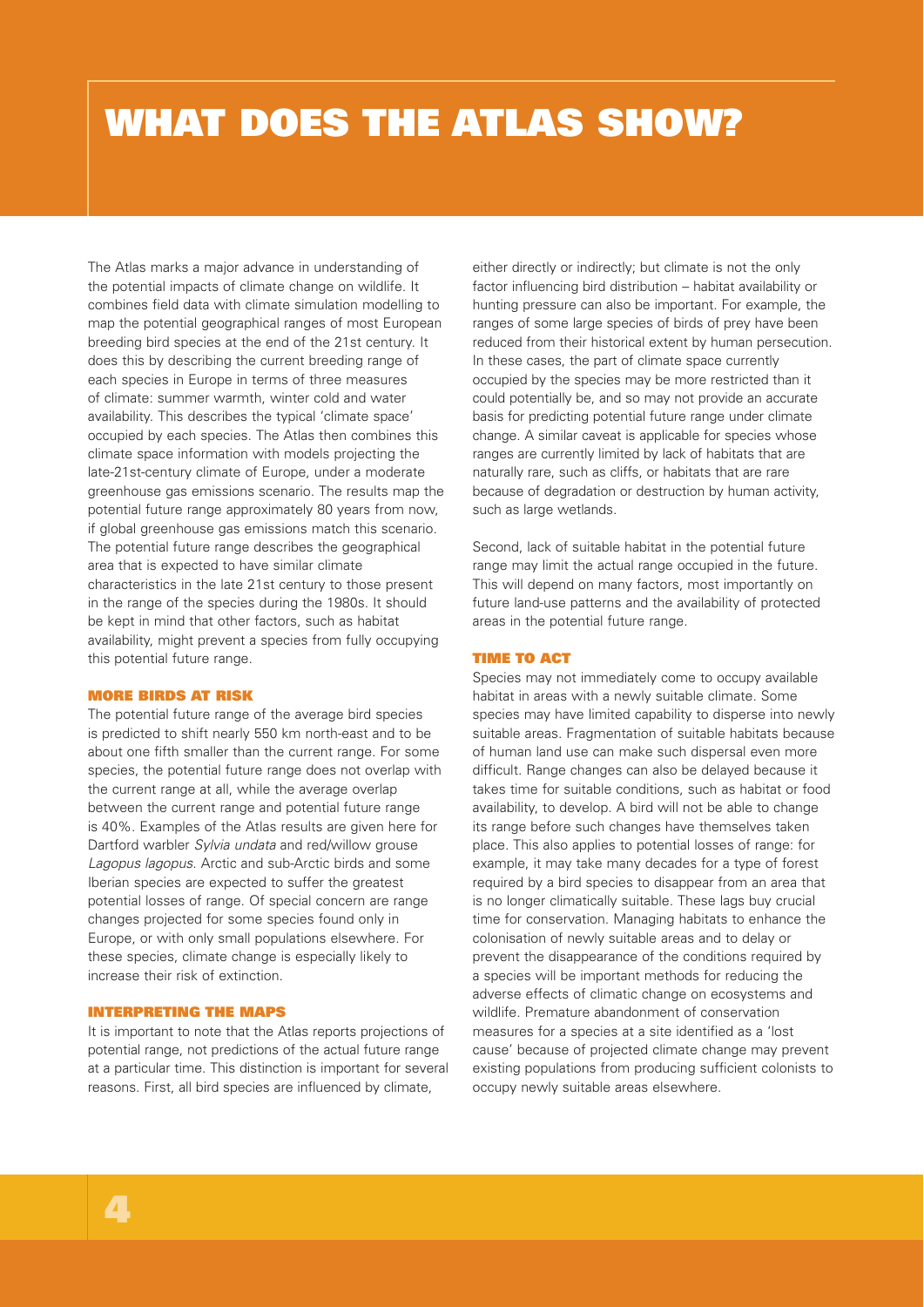# WHAT DOES THE ATLAS SHOW?

The Atlas marks a major advance in understanding of the potential impacts of climate change on wildlife. It combines field data with climate simulation modelling to map the potential geographical ranges of most European breeding bird species at the end of the 21st century. It does this by describing the current breeding range of each species in Europe in terms of three measures of climate: summer warmth, winter cold and water availability. This describes the typical 'climate space' occupied by each species. The Atlas then combines this climate space information with models projecting the late-21st-century climate of Europe, under a moderate greenhouse gas emissions scenario. The results map the potential future range approximately 80 years from now, if global greenhouse gas emissions match this scenario. The potential future range describes the geographical area that is expected to have similar climate characteristics in the late 21st century to those present in the range of the species during the 1980s. It should be kept in mind that other factors, such as habitat availability, might prevent a species from fully occupying this potential future range.

### MORE BIRDS AT RISK

The potential future range of the average bird species is predicted to shift nearly 550 km north-east and to be about one fifth smaller than the current range. For some species, the potential future range does not overlap with the current range at all, while the average overlap between the current range and potential future range is 40%. Examples of the Atlas results are given here for Dartford warbler *Sylvia undata* and red/willow grouse *Lagopus lagopus*. Arctic and sub-Arctic birds and some Iberian species are expected to suffer the greatest potential losses of range. Of special concern are range changes projected for some species found only in Europe, or with only small populations elsewhere. For these species, climate change is especially likely to increase their risk of extinction.

### INTERPRETING THE MAPS

It is important to note that the Atlas reports projections of potential range, not predictions of the actual future range at a particular time. This distinction is important for several reasons. First, all bird species are influenced by climate, either directly or indirectly; but climate is not the only factor influencing bird distribution – habitat availability or hunting pressure can also be important. For example, the ranges of some large species of birds of prey have been reduced from their historical extent by human persecution. In these cases, the part of climate space currently occupied by the species may be more restricted than it could potentially be, and so may not provide an accurate basis for predicting potential future range under climate change. A similar caveat is applicable for species whose ranges are currently limited by lack of habitats that are naturally rare, such as cliffs, or habitats that are rare because of degradation or destruction by human activity, such as large wetlands.

Second, lack of suitable habitat in the potential future range may limit the actual range occupied in the future. This will depend on many factors, most importantly on future land-use patterns and the availability of protected areas in the potential future range.

### TIME TO ACT

Species may not immediately come to occupy available habitat in areas with a newly suitable climate. Some species may have limited capability to disperse into newly suitable areas. Fragmentation of suitable habitats because of human land use can make such dispersal even more difficult. Range changes can also be delayed because it takes time for suitable conditions, such as habitat or food availability, to develop. A bird will not be able to change its range before such changes have themselves taken place. This also applies to potential losses of range: for example, it may take many decades for a type of forest required by a bird species to disappear from an area that is no longer climatically suitable. These lags buy crucial time for conservation. Managing habitats to enhance the colonisation of newly suitable areas and to delay or prevent the disappearance of the conditions required by a species will be important methods for reducing the adverse effects of climatic change on ecosystems and wildlife. Premature abandonment of conservation measures for a species at a site identified as a 'lost cause' because of projected climate change may prevent existing populations from producing sufficient colonists to occupy newly suitable areas elsewhere.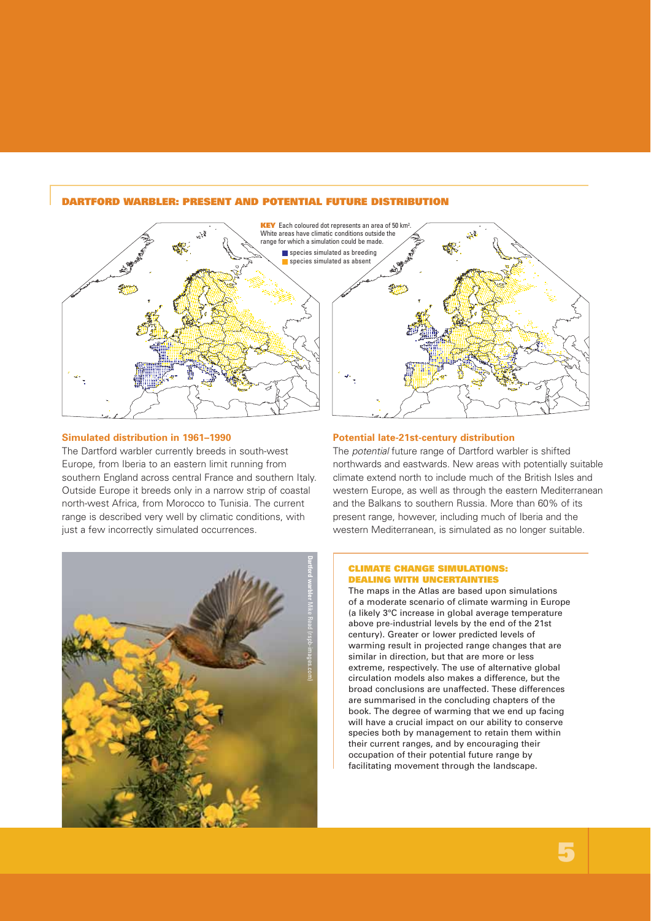## DARTFORD WARBLER: PRESENT AND POTENTIAL FUTURE DISTRIBUTION

**KEY** Each coloured dot represents an area of 50 km². White areas have climatic conditions outside the range for which a simulation could be made.

- species simulated as breeding
- species simulated as absent

### Simulated distribution in 1961–1990

The Dartford warbler currently breeds in south-west Europe, from Iberia to an eastern limit running from southern England across central France and southern Italy. Outside Europe it breeds only in a narrow strip of coastal north-west Africa, from Morocco to Tunisia. The current range is described very well by climatic conditions, with just a few incorrectly simulated occurrences.

### Potential late-21st-century distribution

The *potential* future range of Dartford warbler is shifted northwards and eastwards. New areas with potentially suitable climate extend north to include much of the British Isles and western Europe, as well as through the eastern Mediterranean and the Balkans to southern Russia. More than 60% of its present range, however, including much of Iberia and the western Mediterranean, is simulated as no longer suitable.

**Dartford warbler** Mike Read (rspb-images.com)

### CLIMATE CHANGE SIMULATIONS: DEALING WITH UNCERTAINTIES

The maps in the Atlas are based upon simulations of a moderate scenario of climate warming in Europe (a likely 3°C increase in global average temperature above pre-industrial levels by the end of the 21st century). Greater or lower predicted levels of warming result in projected range changes that are similar in direction, but that are more or less extreme, respectively. The use of alternative global circulation models also makes a difference, but the broad conclusions are unaffected. These differences are summarised in the concluding chapters of the book. The degree of warming that we end up facing will have a crucial impact on our ability to conserve species both by management to retain them within their current ranges, and by encouraging their occupation of their potential future range by facilitating movement through the landscape.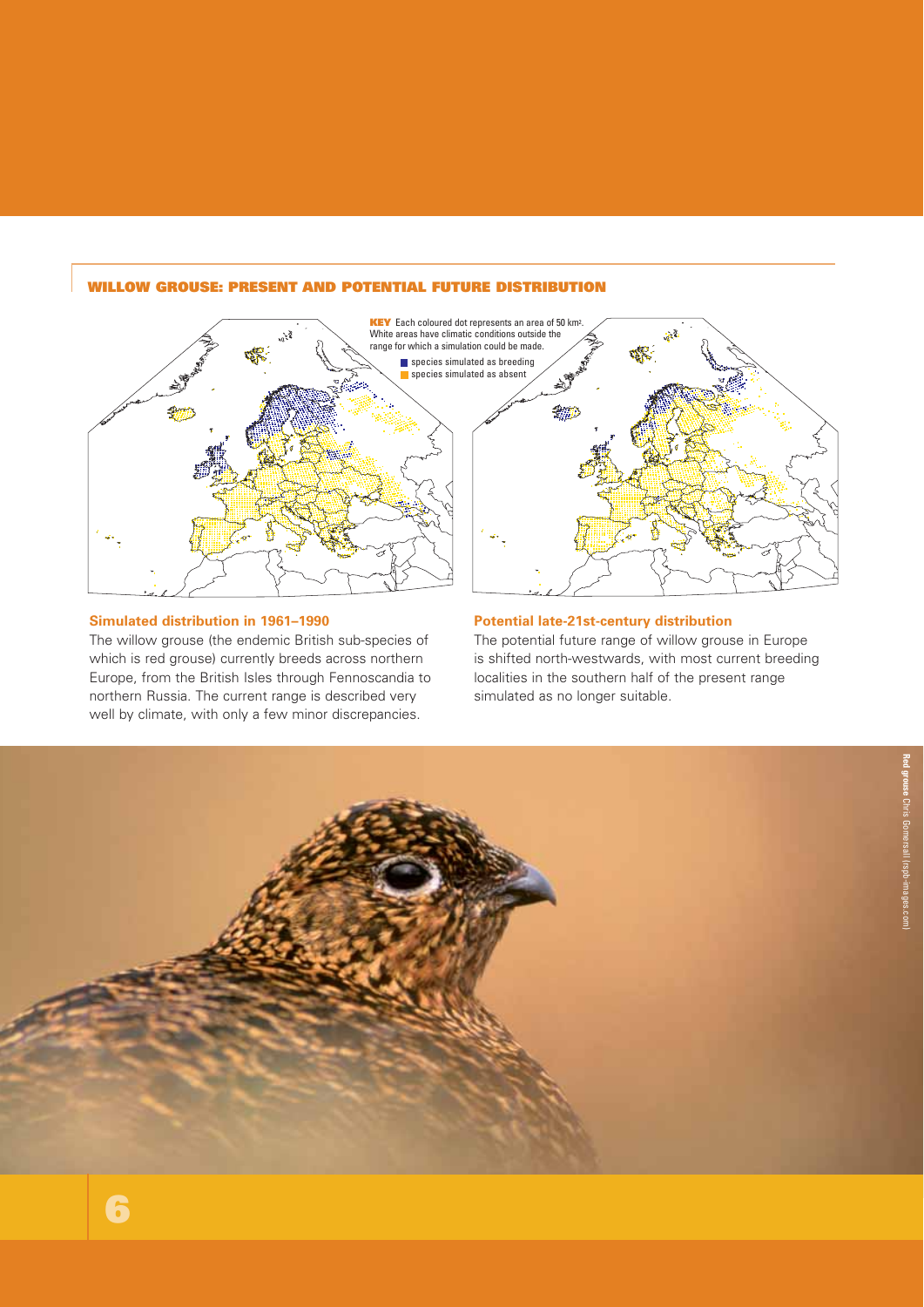## WILLOW GROUSE: PRESENT AND POTENTIAL FUTURE DISTRIBUTION

**KEY** Each coloured dot represents an area of 50 km². White areas have climatic conditions outside the range for which a simulation could be made.

- species simulated as breeding
- species simulated as absent

### Simulated distribution in 1961–1990

The willow grouse (the endemic British sub-species of which is red grouse) currently breeds across northern Europe, from the British Isles through Fennoscandia to northern Russia. The current range is described very well by climate, with only a few minor discrepancies.

### Potential late-21st-century distribution

The potential future range of willow grouse in Europe is shifted north-westwards, with most current breeding localities in the southern half of the present range simulated as no longer suitable.

**Red grouse** Chris Gomersall (rspb-images.com)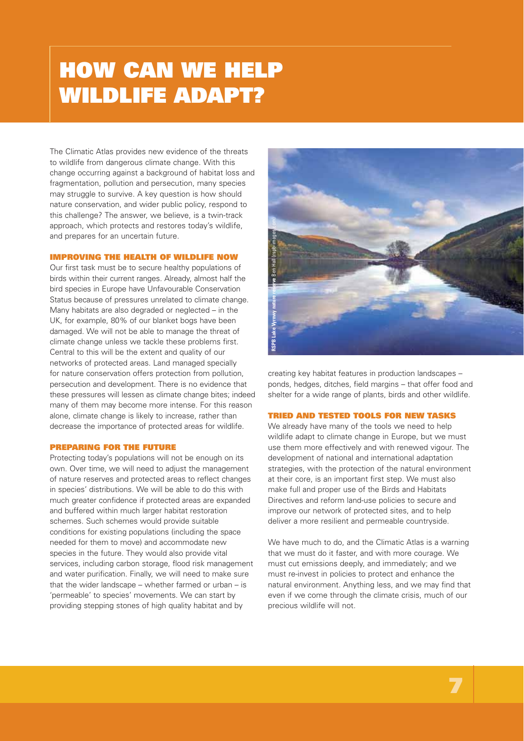# HOW CAN WE HELP WILDLIFE ADAPT?

The Climatic Atlas provides new evidence of the threats to wildlife from dangerous climate change. With this change occurring against a background of habitat loss and fragmentation, pollution and persecution, many species may struggle to survive. A key question is how should nature conservation, and wider public policy, respond to this challenge? The answer, we believe, is a twin-track approach, which protects and restores today's wildlife, and prepares for an uncertain future.

## IMPROVING THE HEALTH OF WILDLIFE NOW

Our first task must be to secure healthy populations of birds within their current ranges. Already, almost half the bird species in Europe have Unfavourable Conservation Status because of pressures unrelated to climate change. Many habitats are also degraded or neglected – in the UK, for example, 80% of our blanket bogs have been damaged. We will not be able to manage the threat of climate change unless we tackle these problems first. Central to this will be the extent and quality of our networks of protected areas. Land managed specially for nature conservation offers protection from pollution, persecution and development. There is no evidence that these pressures will lessen as climate change bites; indeed many of them may become more intense. For this reason alone, climate change is likely to increase, rather than decrease the importance of protected areas for wildlife.

## PREPARING FOR THE FUTURE

Protecting today's populations will not be enough on its own. Over time, we will need to adjust the management of nature reserves and protected areas to reflect changes in species' distributions. We will be able to do this with much greater confidence if protected areas are expanded and buffered within much larger habitat restoration schemes. Such schemes would provide suitable conditions for existing populations (including the space needed for them to move) and accommodate new species in the future. They would also provide vital services, including carbon storage, flood risk management and water purification. Finally, we will need to make sure that the wider landscape – whether farmed or urban – is 'permeable' to species' movements. We can start by providing stepping stones of high quality habitat and by creating key habitat features in production landscapes – ponds, hedges, ditches, field margins – that offer food and shelter for a wide range of plants, birds and other wildlife.

RSPB Lake Vyrnwy nature reserve Ben Hall (rspb-images.com)

## TRIED AND TESTED TOOLS FOR NEW TASKS

We already have many of the tools we need to help wildlife adapt to climate change in Europe, but we must use them more effectively and with renewed vigour. The development of national and international adaptation strategies, with the protection of the natural environment at their core, is an important first step. We must also make full and proper use of the Birds and Habitats Directives and reform land-use policies to secure and improve our network of protected sites, and to help deliver a more resilient and permeable countryside.

We have much to do, and the Climatic Atlas is a warning that we must do it faster, and with more courage. We must cut emissions deeply, and immediately; and we must re-invest in policies to protect and enhance the natural environment. Anything less, and we may find that even if we come through the climate crisis, much of our precious wildlife will not.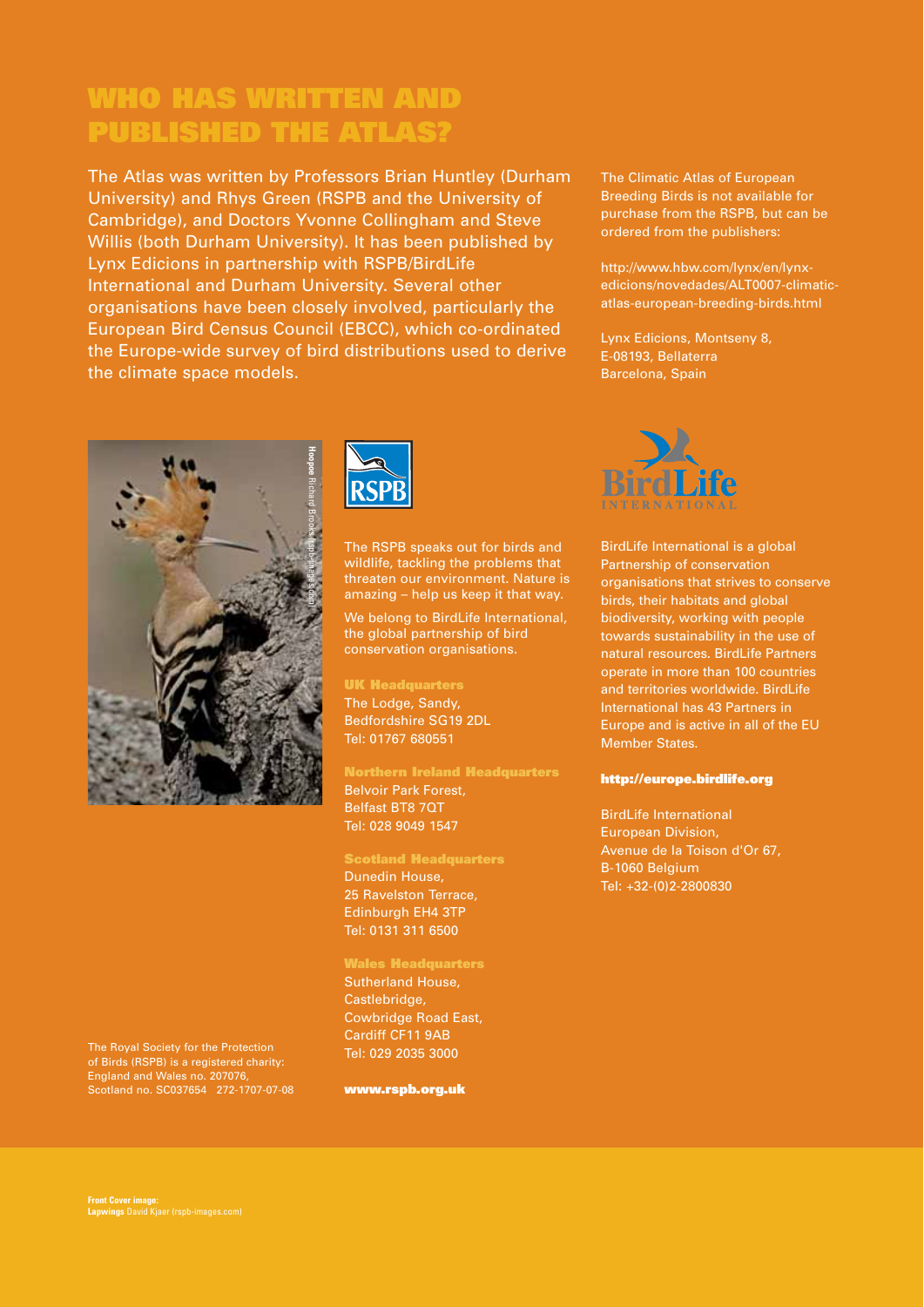# WHO HAS WRITTEN AND PUBLISHED THE ATLAS?

The Atlas was written by Professors Brian Huntley (Durham University) and Rhys Green (RSPB and the University of Cambridge), and Doctors Yvonne Collingham and Steve Willis (both Durham University). It has been published by Lynx Edicions in partnership with RSPB/BirdLife International and Durham University. Several other organisations have been closely involved, particularly the European Bird Census Council (EBCC), which co-ordinated the Europe-wide survey of bird distributions used to derive the climate space models.

The Climatic Atlas of European Breeding Birds is not available for purchase from the RSPB, but can be ordered from the publishers:

http://www.hbw.com/lynx/en/lynx-edicions/novedades/ALT0007-climatic-atlas-european-breeding-birds.html

Lynx Edicions, Montseny 8,
E-08193, Bellaterra
Barcelona, Spain

**Hoopoe** Richard Brooks (rspb-images.com)

The RSPB speaks out for birds and wildlife, tackling the problems that threaten our environment. Nature is amazing – help us keep it that way.

We belong to BirdLife International, the global partnership of bird conservation organisations.

**UK Headquarters**
The Lodge, Sandy,
Bedfordshire SG19 2DL
Tel: 01767 680551

**Northern Ireland Headquarters**
Belvoir Park Forest,
Belfast BT8 7QT
Tel: 028 9049 1547

**Scotland Headquarters**
Dunedin House,
25 Ravelston Terrace,
Edinburgh EH4 3TP
Tel: 0131 311 6500

**Wales Headquarters**
Sutherland House,
Castlebridge,
Cowbridge Road East,
Cardiff CF11 9AB
Tel: 029 2035 3000

**www.rspb.org.uk**

BirdLife International is a global Partnership of conservation organisations that strives to conserve birds, their habitats and global biodiversity, working with people towards sustainability in the use of natural resources. BirdLife Partners operate in more than 100 countries and territories worldwide. BirdLife International has 43 Partners in Europe and is active in all of the EU Member States.

**http://europe.birdlife.org**

BirdLife International
European Division,
Avenue de la Toison d'Or 67,
B-1060 Belgium
Tel: +32-(0)2-2800830

The Royal Society for the Protection of Birds (RSPB) is a registered charity: England and Wales no. 207076, Scotland no. SC037654 272-1707-07-08

**Front Cover image:**
**Lapwings** David Kjaer (rspb-images.com)